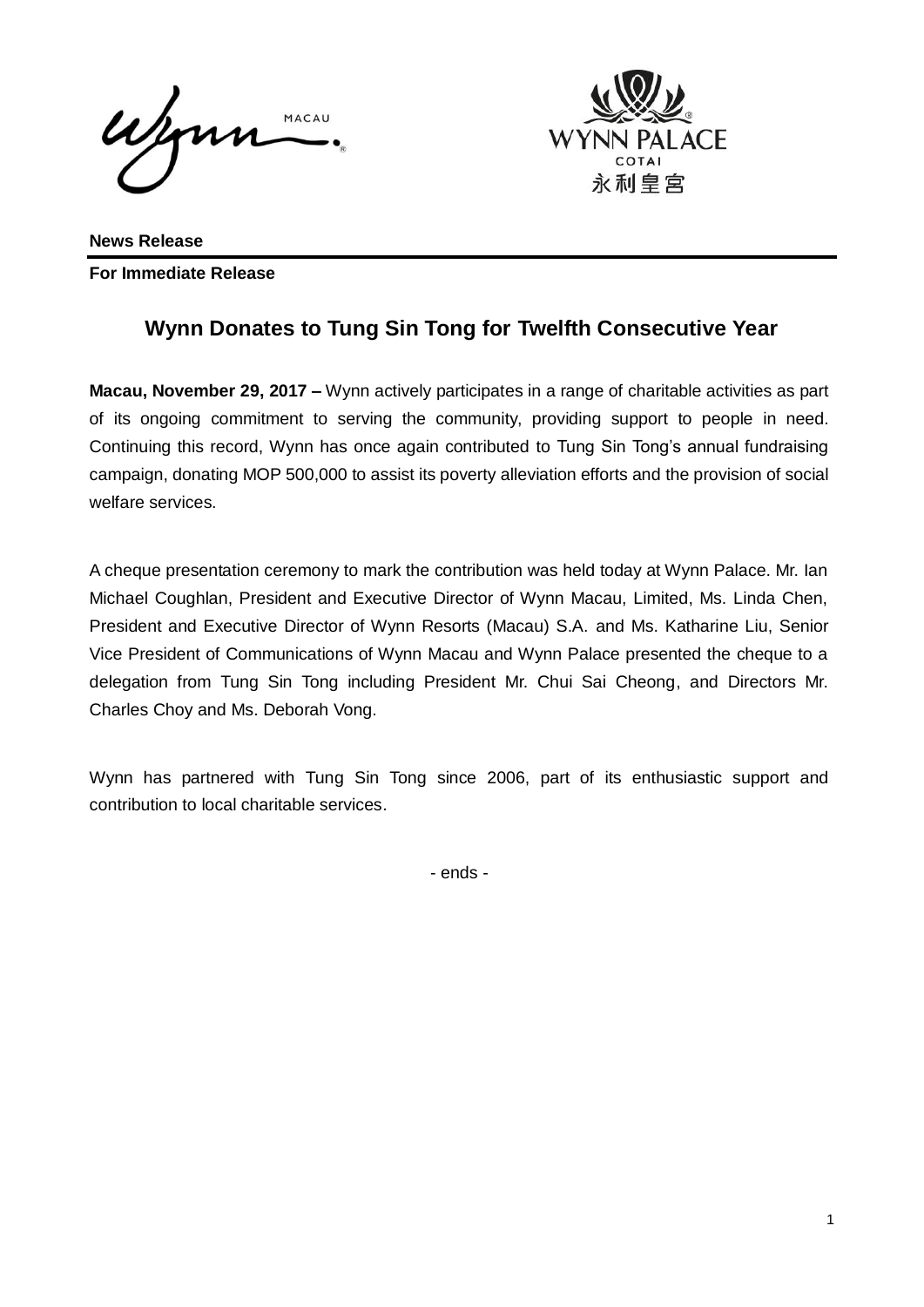**News Release**

**For Immediate Release**

# Wynn Donates to Tung Sin Tong for Twelfth Consecutive Year

**Macau, November 29, 2017 –** Wynn actively participates in a range of charitable activities as part of its ongoing commitment to serving the community, providing support to people in need. Continuing this record, Wynn has once again contributed to Tung Sin Tong's annual fundraising campaign, donating MOP 500,000 to assist its poverty alleviation efforts and the provision of social welfare services.

A cheque presentation ceremony to mark the contribution was held today at Wynn Palace. Mr. Ian Michael Coughlan, President and Executive Director of Wynn Macau, Limited, Ms. Linda Chen, President and Executive Director of Wynn Resorts (Macau) S.A. and Ms. Katharine Liu, Senior Vice President of Communications of Wynn Macau and Wynn Palace presented the cheque to a delegation from Tung Sin Tong including President Mr. Chui Sai Cheong, and Directors Mr. Charles Choy and Ms. Deborah Vong.

Wynn has partnered with Tung Sin Tong since 2006, part of its enthusiastic support and contribution to local charitable services.

- ends -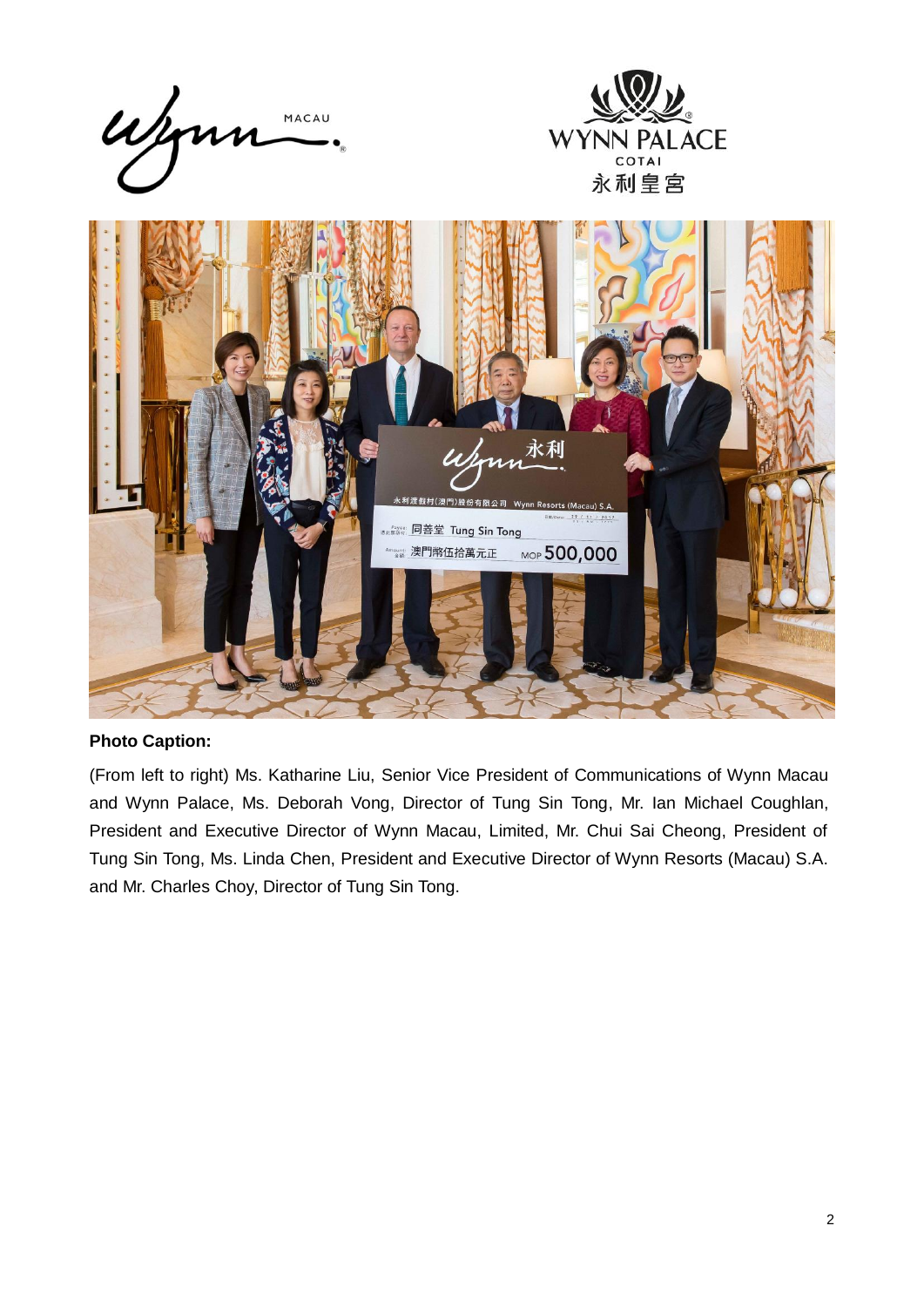**Photo Caption:**

(From left to right) Ms. Katharine Liu, Senior Vice President of Communications of Wynn Macau and Wynn Palace, Ms. Deborah Vong, Director of Tung Sin Tong, Mr. Ian Michael Coughlan, President and Executive Director of Wynn Macau, Limited, Mr. Chui Sai Cheong, President of Tung Sin Tong, Ms. Linda Chen, President and Executive Director of Wynn Resorts (Macau) S.A. and Mr. Charles Choy, Director of Tung Sin Tong.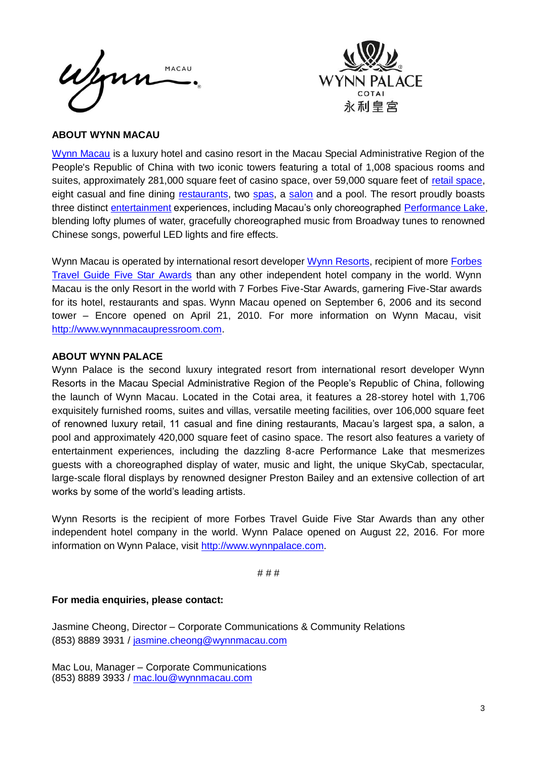## ABOUT WYNN MACAU

Wynn Macau is a luxury hotel and casino resort in the Macau Special Administrative Region of the People's Republic of China with two iconic towers featuring a total of 1,008 spacious rooms and suites, approximately 281,000 square feet of casino space, over 59,000 square feet of retail space, eight casual and fine dining restaurants, two spas, a salon and a pool. The resort proudly boasts three distinct entertainment experiences, including Macau's only choreographed Performance Lake, blending lofty plumes of water, gracefully choreographed music from Broadway tunes to renowned Chinese songs, powerful LED lights and fire effects.

Wynn Macau is operated by international resort developer Wynn Resorts, recipient of more Forbes Travel Guide Five Star Awards than any other independent hotel company in the world. Wynn Macau is the only Resort in the world with 7 Forbes Five-Star Awards, garnering Five-Star awards for its hotel, restaurants and spas. Wynn Macau opened on September 6, 2006 and its second tower – Encore opened on April 21, 2010. For more information on Wynn Macau, visit http://www.wynnmacaupressroom.com.

## ABOUT WYNN PALACE

Wynn Palace is the second luxury integrated resort from international resort developer Wynn Resorts in the Macau Special Administrative Region of the People's Republic of China, following the launch of Wynn Macau. Located in the Cotai area, it features a 28-storey hotel with 1,706 exquisitely furnished rooms, suites and villas, versatile meeting facilities, over 106,000 square feet of renowned luxury retail, 11 casual and fine dining restaurants, Macau's largest spa, a salon, a pool and approximately 420,000 square feet of casino space. The resort also features a variety of entertainment experiences, including the dazzling 8-acre Performance Lake that mesmerizes guests with a choreographed display of water, music and light, the unique SkyCab, spectacular, large-scale floral displays by renowned designer Preston Bailey and an extensive collection of art works by some of the world's leading artists.

Wynn Resorts is the recipient of more Forbes Travel Guide Five Star Awards than any other independent hotel company in the world. Wynn Palace opened on August 22, 2016. For more information on Wynn Palace, visit http://www.wynnpalace.com.

# # #

**For media enquiries, please contact:**

Jasmine Cheong, Director – Corporate Communications & Community Relations
(853) 8889 3931 / jasmine.cheong@wynnmacau.com

Mac Lou, Manager – Corporate Communications
(853) 8889 3933 / mac.lou@wynnmacau.com